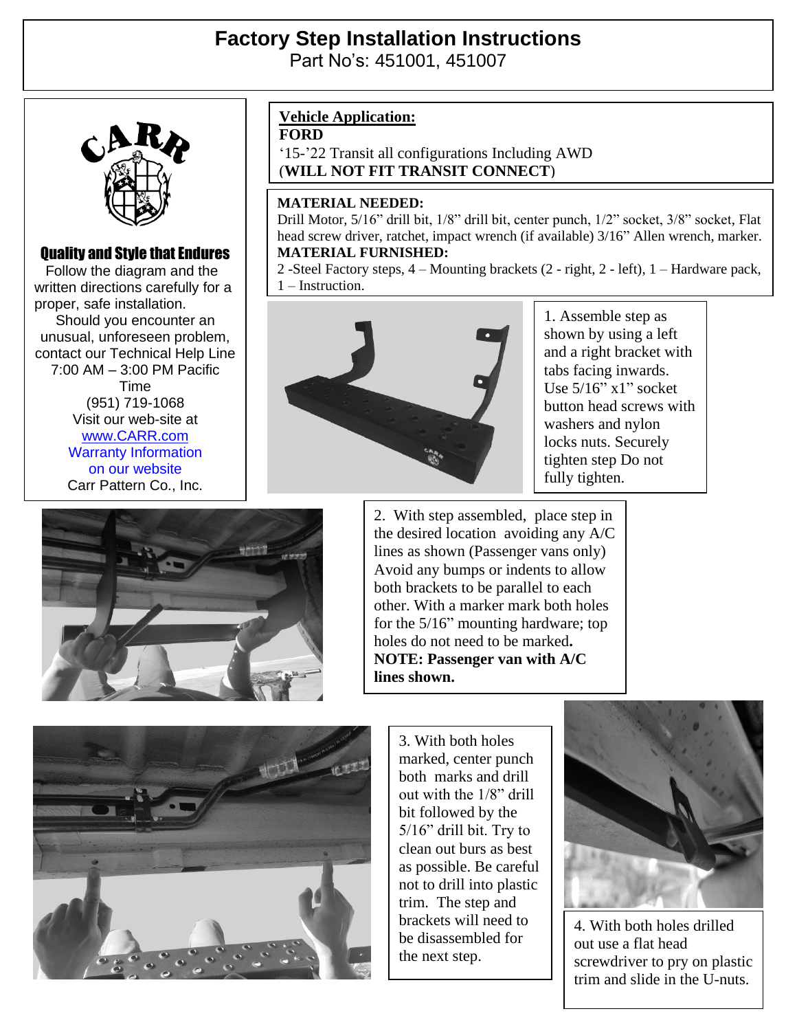# Factory Step Installation Instructions

Part No's: 451001, 451007

## Quality and Style that Endures

Follow the diagram and the written directions carefully for a proper, safe installation.

Should you encounter an unusual, unforeseen problem, contact our Technical Help Line 7:00 AM – 3:00 PM Pacific Time (951) 719-1068

Visit our web-site at www.CARR.com

Warranty Information on our website

Carr Pattern Co., Inc.

**Vehicle Application:**

**FORD**

'15-'22 Transit all configurations Including AWD

(**WILL NOT FIT TRANSIT CONNECT**)

**MATERIAL NEEDED:**

Drill Motor, 5/16" drill bit, 1/8" drill bit, center punch, 1/2" socket, 3/8" socket, Flat head screw driver, ratchet, impact wrench (if available) 3/16" Allen wrench, marker.

**MATERIAL FURNISHED:**

2 -Steel Factory steps, 4 – Mounting brackets (2 - right, 2 - left), 1 – Hardware pack, 1 – Instruction.

1. Assemble step as shown by using a left and a right bracket with tabs facing inwards. Use 5/16" x1" socket button head screws with washers and nylon locks nuts. Securely tighten step Do not fully tighten.

2. With step assembled, place step in the desired location avoiding any A/C lines as shown (Passenger vans only) Avoid any bumps or indents to allow both brackets to be parallel to each other. With a marker mark both holes for the 5/16" mounting hardware; top holes do not need to be marked**.** **NOTE: Passenger van with A/C lines shown.**

3. With both holes marked, center punch both marks and drill out with the 1/8" drill bit followed by the 5/16" drill bit. Try to clean out burs as best as possible. Be careful not to drill into plastic trim. The step and brackets will need to be disassembled for the next step.

4. With both holes drilled out use a flat head screwdriver to pry on plastic trim and slide in the U-nuts.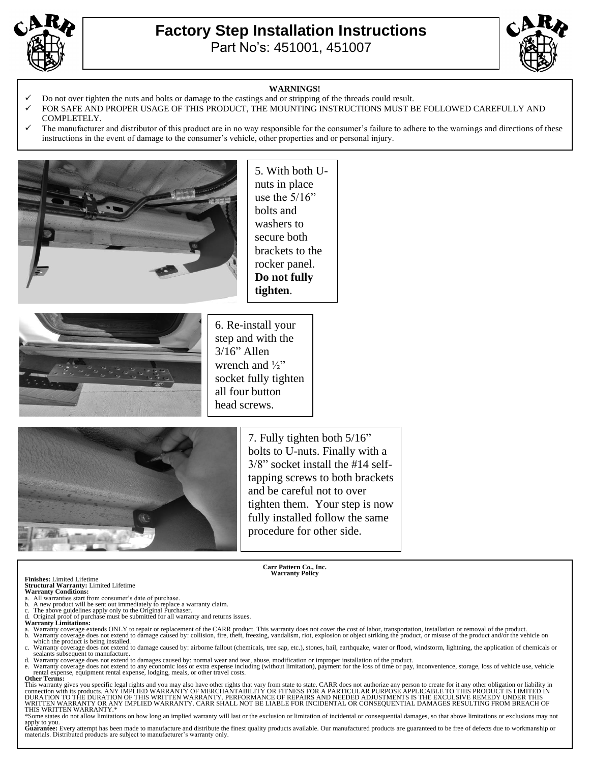# Factory Step Installation Instructions

Part No's: 451001, 451007

**WARNINGS!**

- ✓ Do not over tighten the nuts and bolts or damage to the castings and or stripping of the threads could result.
- ✓ FOR SAFE AND PROPER USAGE OF THIS PRODUCT, THE MOUNTING INSTRUCTIONS MUST BE FOLLOWED CAREFULLY AND COMPLETELY.
- ✓ The manufacturer and distributor of this product are in no way responsible for the consumer's failure to adhere to the warnings and directions of these instructions in the event of damage to the consumer's vehicle, other properties and or personal injury.

5. With both U-nuts in place use the 5/16" bolts and washers to secure both brackets to the rocker panel. **Do not fully tighten**.

6. Re-install your step and with the 3/16" Allen wrench and ½" socket fully tighten all four button head screws.

7. Fully tighten both 5/16" bolts to U-nuts. Finally with a 3/8" socket install the #14 self-tapping screws to both brackets and be careful not to over tighten them. Your step is now fully installed follow the same procedure for other side.

**Carr Pattern Co., Inc.**
**Warranty Policy**

**Finishes:** Limited Lifetime
**Structural Warranty:** Limited Lifetime
**Warranty Conditions:**

a. All warranties start from consumer's date of purchase.
b. A new product will be sent out immediately to replace a warranty claim.
c. The above guidelines apply only to the Original Purchaser.
d. Original proof of purchase must be submitted for all warranty and returns issues.

**Warranty Limitations:**

a. Warranty coverage extends ONLY to repair or replacement of the CARR product. This warranty does not cover the cost of labor, transportation, installation or removal of the product.
b. Warranty coverage does not extend to damage caused by: collision, fire, theft, freezing, vandalism, riot, explosion or object striking the product, or misuse of the product and/or the vehicle on which the product is being installed.
c. Warranty coverage does not extend to damage caused by: airborne fallout (chemicals, tree sap, etc.), stones, hail, earthquake, water or flood, windstorm, lightning, the application of chemicals or sealants subsequent to manufacture.
d. Warranty coverage does not extend to damages caused by: normal wear and tear, abuse, modification or improper installation of the product.
e. Warranty coverage does not extend to any economic loss or extra expense including (without limitation), payment for the loss of time or pay, inconvenience, storage, loss of vehicle use, vehicle rental expense, equipment rental expense, lodging, meals, or other travel costs.

**Other Terms:**

This warranty gives you specific legal rights and you may also have other rights that vary from state to state. CARR does not authorize any person to create for it any other obligation or liability in connection with its products. ANY IMPLIED WARRANTY OF MERCHANTABILITY OR FITNESS FOR A PARTICULAR PURPOSE APPLICABLE TO THIS PRODUCT IS LIMITED IN DURATION TO THE DURATION OF THIS WRITTEN WARRANTY. PERFORMANCE OF REPAIRS AND NEEDED ADJUSTMENTS IS THE EXCULSIVE REMEDY UNDER THIS WRITTEN WARRANTY OR ANY IMPLIED WARRANTY. CARR SHALL NOT BE LIABLE FOR INCIDENTAL OR CONSEQUENTIAL DAMAGES RESULTING FROM BREACH OF THIS WRITTEN WARRANTY.*

*Some states do not allow limitations on how long an implied warranty will last or the exclusion or limitation of incidental or consequential damages, so that above limitations or exclusions may not apply to you.

**Guarantee:** Every attempt has been made to manufacture and distribute the finest quality products available. Our manufactured products are guaranteed to be free of defects due to workmanship or materials. Distributed products are subject to manufacturer's warranty only.